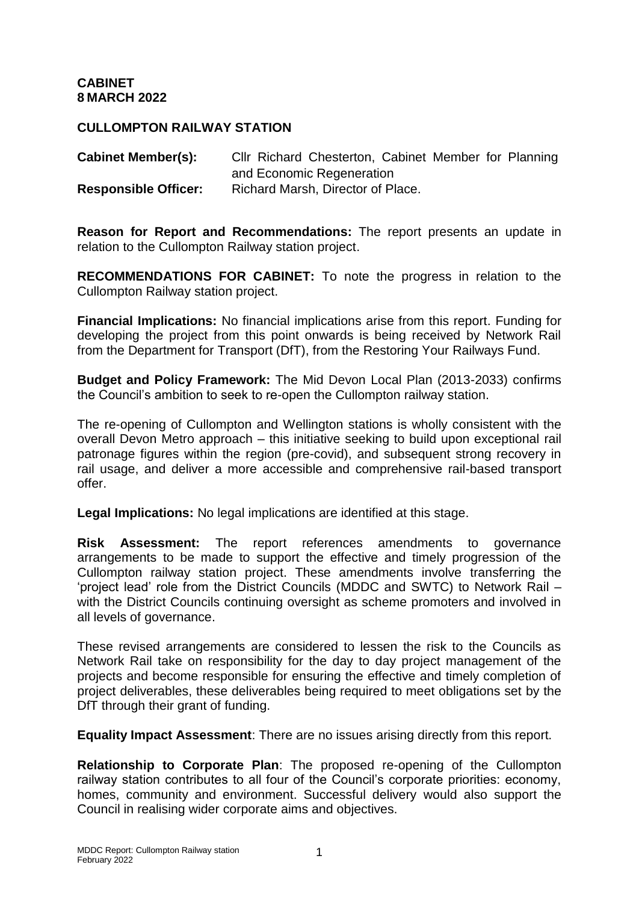**CABINET**
**8 MARCH 2022**

**CULLOMPTON RAILWAY STATION**

**Cabinet Member(s):** Cllr Richard Chesterton, Cabinet Member for Planning and Economic Regeneration

**Responsible Officer:** Richard Marsh, Director of Place.

**Reason for Report and Recommendations:** The report presents an update in relation to the Cullompton Railway station project.

**RECOMMENDATIONS FOR CABINET:** To note the progress in relation to the Cullompton Railway station project.

**Financial Implications:** No financial implications arise from this report. Funding for developing the project from this point onwards is being received by Network Rail from the Department for Transport (DfT), from the Restoring Your Railways Fund.

**Budget and Policy Framework:** The Mid Devon Local Plan (2013-2033) confirms the Council's ambition to seek to re-open the Cullompton railway station.

The re-opening of Cullompton and Wellington stations is wholly consistent with the overall Devon Metro approach – this initiative seeking to build upon exceptional rail patronage figures within the region (pre-covid), and subsequent strong recovery in rail usage, and deliver a more accessible and comprehensive rail-based transport offer.

**Legal Implications:** No legal implications are identified at this stage.

**Risk Assessment:** The report references amendments to governance arrangements to be made to support the effective and timely progression of the Cullompton railway station project. These amendments involve transferring the 'project lead' role from the District Councils (MDDC and SWTC) to Network Rail – with the District Councils continuing oversight as scheme promoters and involved in all levels of governance.

These revised arrangements are considered to lessen the risk to the Councils as Network Rail take on responsibility for the day to day project management of the projects and become responsible for ensuring the effective and timely completion of project deliverables, these deliverables being required to meet obligations set by the DfT through their grant of funding.

**Equality Impact Assessment**: There are no issues arising directly from this report.

**Relationship to Corporate Plan**: The proposed re-opening of the Cullompton railway station contributes to all four of the Council's corporate priorities: economy, homes, community and environment. Successful delivery would also support the Council in realising wider corporate aims and objectives.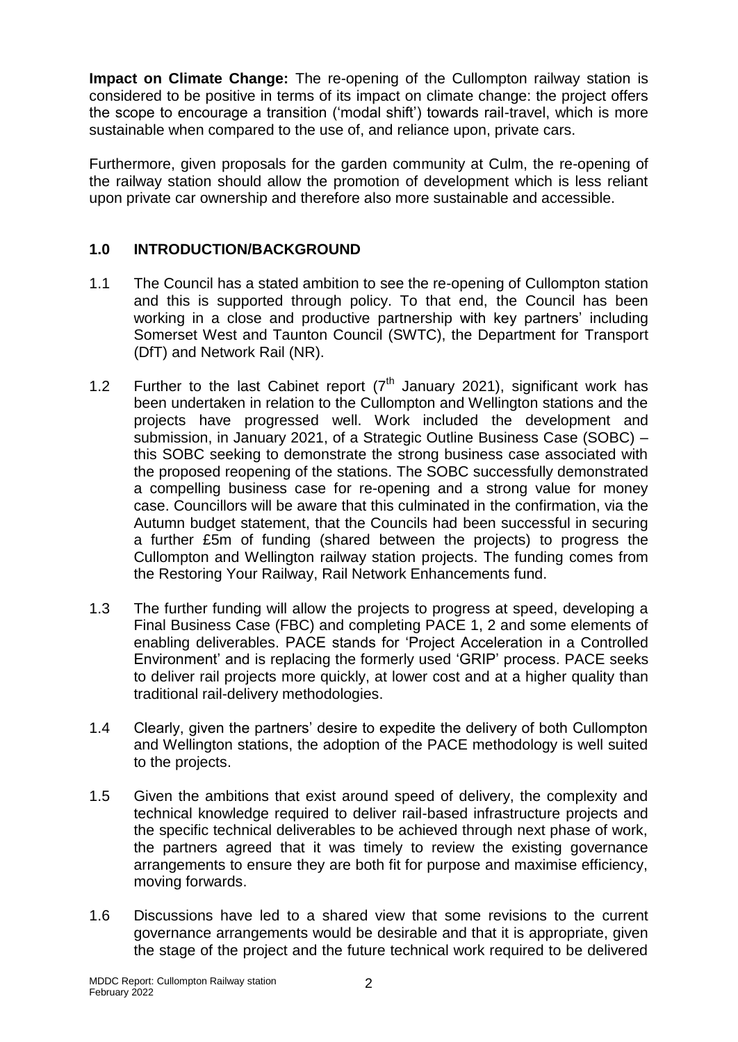**Impact on Climate Change:** The re-opening of the Cullompton railway station is considered to be positive in terms of its impact on climate change: the project offers the scope to encourage a transition ('modal shift') towards rail-travel, which is more sustainable when compared to the use of, and reliance upon, private cars.

Furthermore, given proposals for the garden community at Culm, the re-opening of the railway station should allow the promotion of development which is less reliant upon private car ownership and therefore also more sustainable and accessible.

## 1.0 INTRODUCTION/BACKGROUND

1.1 The Council has a stated ambition to see the re-opening of Cullompton station and this is supported through policy. To that end, the Council has been working in a close and productive partnership with key partners' including Somerset West and Taunton Council (SWTC), the Department for Transport (DfT) and Network Rail (NR).

1.2 Further to the last Cabinet report (7th January 2021), significant work has been undertaken in relation to the Cullompton and Wellington stations and the projects have progressed well. Work included the development and submission, in January 2021, of a Strategic Outline Business Case (SOBC) – this SOBC seeking to demonstrate the strong business case associated with the proposed reopening of the stations. The SOBC successfully demonstrated a compelling business case for re-opening and a strong value for money case. Councillors will be aware that this culminated in the confirmation, via the Autumn budget statement, that the Councils had been successful in securing a further £5m of funding (shared between the projects) to progress the Cullompton and Wellington railway station projects. The funding comes from the Restoring Your Railway, Rail Network Enhancements fund.

1.3 The further funding will allow the projects to progress at speed, developing a Final Business Case (FBC) and completing PACE 1, 2 and some elements of enabling deliverables. PACE stands for 'Project Acceleration in a Controlled Environment' and is replacing the formerly used 'GRIP' process. PACE seeks to deliver rail projects more quickly, at lower cost and at a higher quality than traditional rail-delivery methodologies.

1.4 Clearly, given the partners' desire to expedite the delivery of both Cullompton and Wellington stations, the adoption of the PACE methodology is well suited to the projects.

1.5 Given the ambitions that exist around speed of delivery, the complexity and technical knowledge required to deliver rail-based infrastructure projects and the specific technical deliverables to be achieved through next phase of work, the partners agreed that it was timely to review the existing governance arrangements to ensure they are both fit for purpose and maximise efficiency, moving forwards.

1.6 Discussions have led to a shared view that some revisions to the current governance arrangements would be desirable and that it is appropriate, given the stage of the project and the future technical work required to be delivered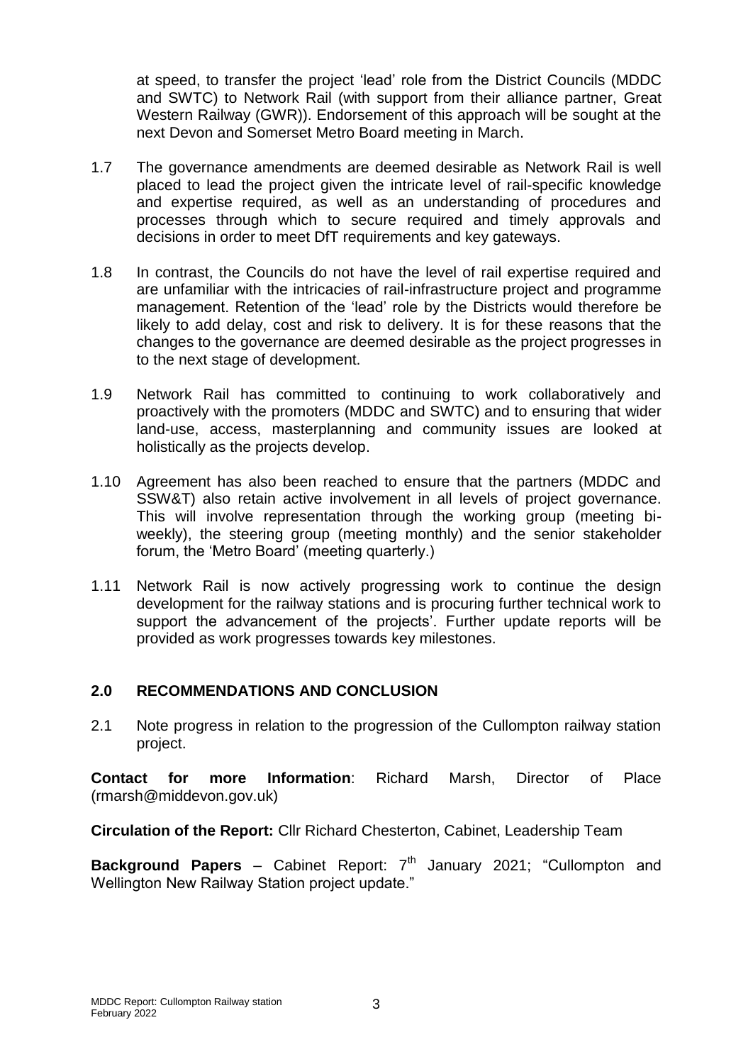at speed, to transfer the project 'lead' role from the District Councils (MDDC and SWTC) to Network Rail (with support from their alliance partner, Great Western Railway (GWR)). Endorsement of this approach will be sought at the next Devon and Somerset Metro Board meeting in March.

1.7 The governance amendments are deemed desirable as Network Rail is well placed to lead the project given the intricate level of rail-specific knowledge and expertise required, as well as an understanding of procedures and processes through which to secure required and timely approvals and decisions in order to meet DfT requirements and key gateways.

1.8 In contrast, the Councils do not have the level of rail expertise required and are unfamiliar with the intricacies of rail-infrastructure project and programme management. Retention of the 'lead' role by the Districts would therefore be likely to add delay, cost and risk to delivery. It is for these reasons that the changes to the governance are deemed desirable as the project progresses in to the next stage of development.

1.9 Network Rail has committed to continuing to work collaboratively and proactively with the promoters (MDDC and SWTC) and to ensuring that wider land-use, access, masterplanning and community issues are looked at holistically as the projects develop.

1.10 Agreement has also been reached to ensure that the partners (MDDC and SSW&T) also retain active involvement in all levels of project governance. This will involve representation through the working group (meeting bi-weekly), the steering group (meeting monthly) and the senior stakeholder forum, the 'Metro Board' (meeting quarterly.)

1.11 Network Rail is now actively progressing work to continue the design development for the railway stations and is procuring further technical work to support the advancement of the projects'. Further update reports will be provided as work progresses towards key milestones.

## 2.0 RECOMMENDATIONS AND CONCLUSION

2.1 Note progress in relation to the progression of the Cullompton railway station project.

**Contact for more Information**: Richard Marsh, Director of Place (rmarsh@middevon.gov.uk)

**Circulation of the Report:** Cllr Richard Chesterton, Cabinet, Leadership Team

**Background Papers** – Cabinet Report: 7th January 2021; "Cullompton and Wellington New Railway Station project update."